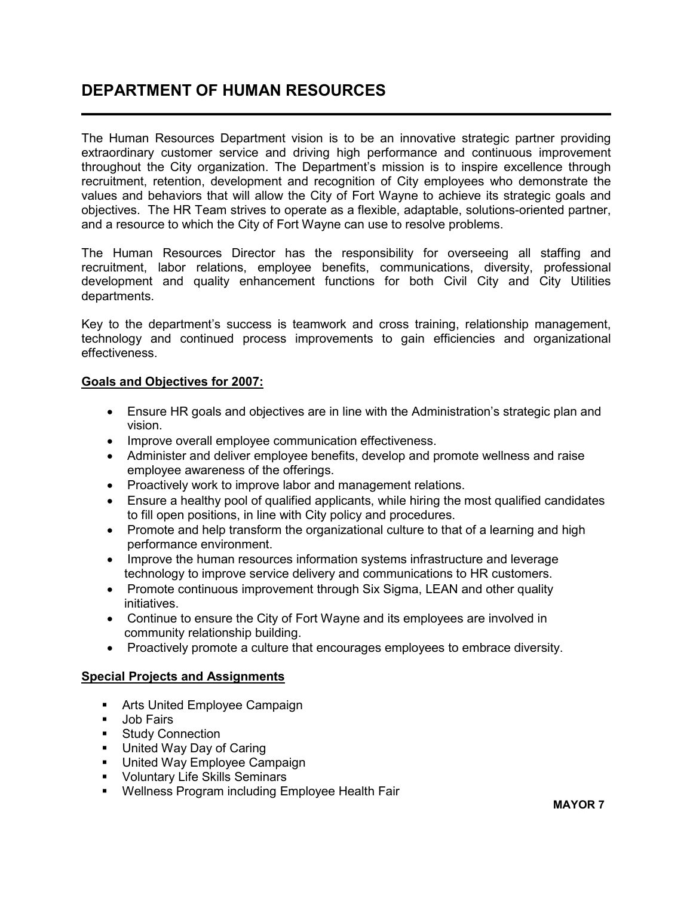# DEPARTMENT OF HUMAN RESOURCES

The Human Resources Department vision is to be an innovative strategic partner providing extraordinary customer service and driving high performance and continuous improvement throughout the City organization. The Department's mission is to inspire excellence through recruitment, retention, development and recognition of City employees who demonstrate the values and behaviors that will allow the City of Fort Wayne to achieve its strategic goals and objectives. The HR Team strives to operate as a flexible, adaptable, solutions-oriented partner, and a resource to which the City of Fort Wayne can use to resolve problems.

The Human Resources Director has the responsibility for overseeing all staffing and recruitment, labor relations, employee benefits, communications, diversity, professional development and quality enhancement functions for both Civil City and City Utilities departments.

Key to the department's success is teamwork and cross training, relationship management, technology and continued process improvements to gain efficiencies and organizational effectiveness.

**Goals and Objectives for 2007:**

- Ensure HR goals and objectives are in line with the Administration's strategic plan and vision.
- Improve overall employee communication effectiveness.
- Administer and deliver employee benefits, develop and promote wellness and raise employee awareness of the offerings.
- Proactively work to improve labor and management relations.
- Ensure a healthy pool of qualified applicants, while hiring the most qualified candidates to fill open positions, in line with City policy and procedures.
- Promote and help transform the organizational culture to that of a learning and high performance environment.
- Improve the human resources information systems infrastructure and leverage technology to improve service delivery and communications to HR customers.
- Promote continuous improvement through Six Sigma, LEAN and other quality initiatives.
- Continue to ensure the City of Fort Wayne and its employees are involved in community relationship building.
- Proactively promote a culture that encourages employees to embrace diversity.

**Special Projects and Assignments**

- Arts United Employee Campaign
- Job Fairs
- Study Connection
- United Way Day of Caring
- United Way Employee Campaign
- Voluntary Life Skills Seminars
- Wellness Program including Employee Health Fair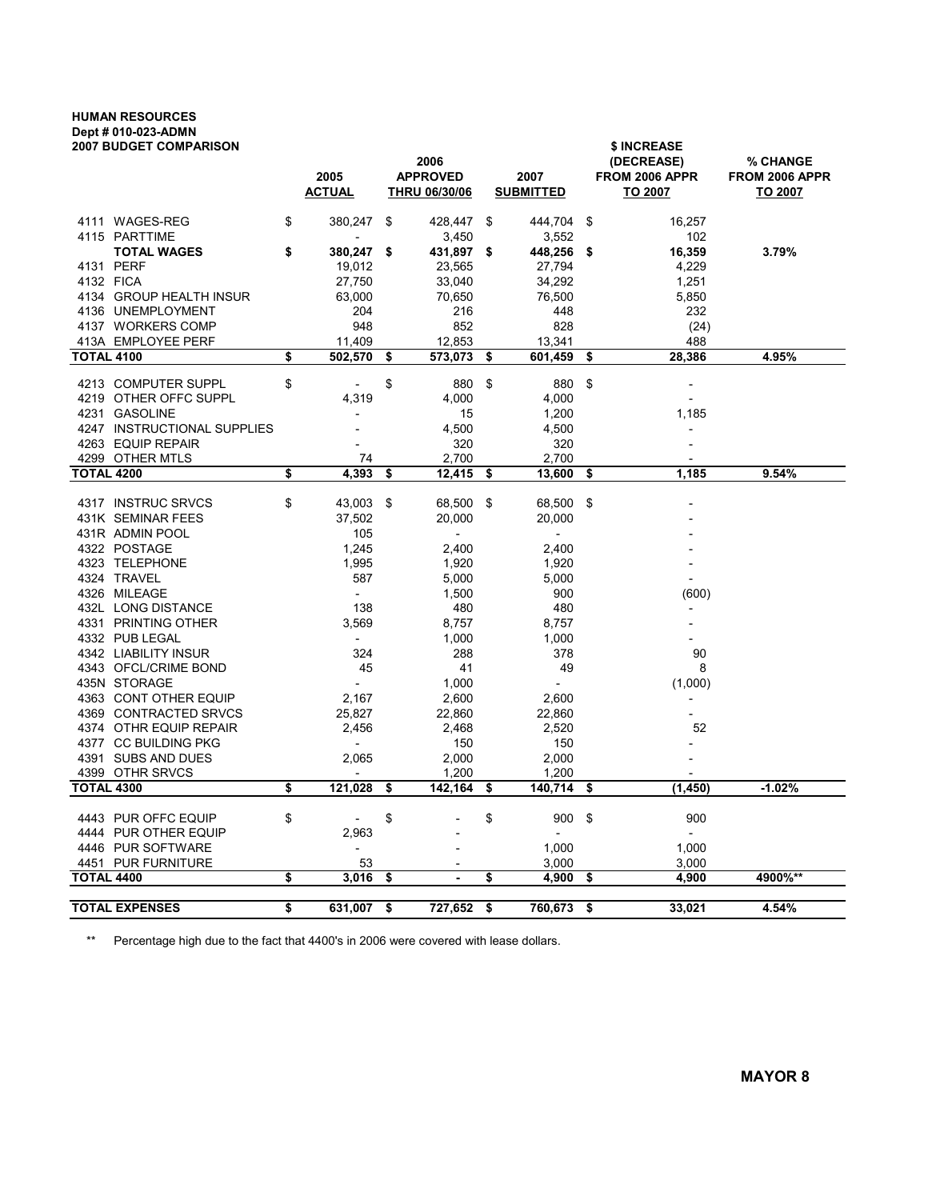**HUMAN RESOURCES**
**Dept # 010-023-ADMN**
**2007 BUDGET COMPARISON**

| | | 2005 ACTUAL | 2006 APPROVED THRU 06/30/06 | 2007 SUBMITTED | $ INCREASE (DECREASE) FROM 2006 APPR TO 2007 | % CHANGE FROM 2006 APPR TO 2007 |
|---|---|---|---|---|---|---|
| 4111 | WAGES-REG | $ 380,247 | $ 428,447 | $ 444,704 | $ 16,257 | |
| 4115 | PARTTIME | - | 3,450 | 3,552 | 102 | |
| | **TOTAL WAGES** | **$ 380,247** | **$ 431,897** | **$ 448,256** | **$ 16,359** | **3.79%** |
| 4131 | PERF | 19,012 | 23,565 | 27,794 | 4,229 | |
| 4132 | FICA | 27,750 | 33,040 | 34,292 | 1,251 | |
| 4134 | GROUP HEALTH INSUR | 63,000 | 70,650 | 76,500 | 5,850 | |
| 4136 | UNEMPLOYMENT | 204 | 216 | 448 | 232 | |
| 4137 | WORKERS COMP | 948 | 852 | 828 | (24) | |
| 413A | EMPLOYEE PERF | 11,409 | 12,853 | 13,341 | 488 | |
| **TOTAL 4100** | | **$ 502,570** | **$ 573,073** | **$ 601,459** | **$ 28,386** | **4.95%** |
| 4213 | COMPUTER SUPPL | $ - | $ 880 | $ 880 | $ - | |
| 4219 | OTHER OFFC SUPPL | 4,319 | 4,000 | 4,000 | - | |
| 4231 | GASOLINE | - | 15 | 1,200 | 1,185 | |
| 4247 | INSTRUCTIONAL SUPPLIES | - | 4,500 | 4,500 | - | |
| 4263 | EQUIP REPAIR | - | 320 | 320 | - | |
| 4299 | OTHER MTLS | 74 | 2,700 | 2,700 | - | |
| **TOTAL 4200** | | **$ 4,393** | **$ 12,415** | **$ 13,600** | **$ 1,185** | **9.54%** |
| 4317 | INSTRUC SRVCS | $ 43,003 | $ 68,500 | $ 68,500 | $ - | |
| 431K | SEMINAR FEES | 37,502 | 20,000 | 20,000 | - | |
| 431R | ADMIN POOL | 105 | - | - | - | |
| 4322 | POSTAGE | 1,245 | 2,400 | 2,400 | - | |
| 4323 | TELEPHONE | 1,995 | 1,920 | 1,920 | - | |
| 4324 | TRAVEL | 587 | 5,000 | 5,000 | - | |
| 4326 | MILEAGE | - | 1,500 | 900 | (600) | |
| 432L | LONG DISTANCE | 138 | 480 | 480 | - | |
| 4331 | PRINTING OTHER | 3,569 | 8,757 | 8,757 | - | |
| 4332 | PUB LEGAL | - | 1,000 | 1,000 | - | |
| 4342 | LIABILITY INSUR | 324 | 288 | 378 | 90 | |
| 4343 | OFCL/CRIME BOND | 45 | 41 | 49 | 8 | |
| 435N | STORAGE | - | 1,000 | - | (1,000) | |
| 4363 | CONT OTHER EQUIP | 2,167 | 2,600 | 2,600 | - | |
| 4369 | CONTRACTED SRVCS | 25,827 | 22,860 | 22,860 | - | |
| 4374 | OTHR EQUIP REPAIR | 2,456 | 2,468 | 2,520 | 52 | |
| 4377 | CC BUILDING PKG | - | 150 | 150 | - | |
| 4391 | SUBS AND DUES | 2,065 | 2,000 | 2,000 | - | |
| 4399 | OTHR SRVCS | - | 1,200 | 1,200 | - | |
| **TOTAL 4300** | | **$ 121,028** | **$ 142,164** | **$ 140,714** | **$ (1,450)** | **-1.02%** |
| 4443 | PUR OFFC EQUIP | $ - | $ - | $ 900 | $ 900 | |
| 4444 | PUR OTHER EQUIP | 2,963 | - | - | - | |
| 4446 | PUR SOFTWARE | - | - | 1,000 | 1,000 | |
| 4451 | PUR FURNITURE | 53 | - | 3,000 | 3,000 | |
| **TOTAL 4400** | | **$ 3,016** | **$ -** | **$ 4,900** | **$ 4,900** | **4900%\*\*** |
| **TOTAL EXPENSES** | | **$ 631,007** | **$ 727,652** | **$ 760,673** | **$ 33,021** | **4.54%** |

** Percentage high due to the fact that 4400's in 2006 were covered with lease dollars.

**MAYOR 8**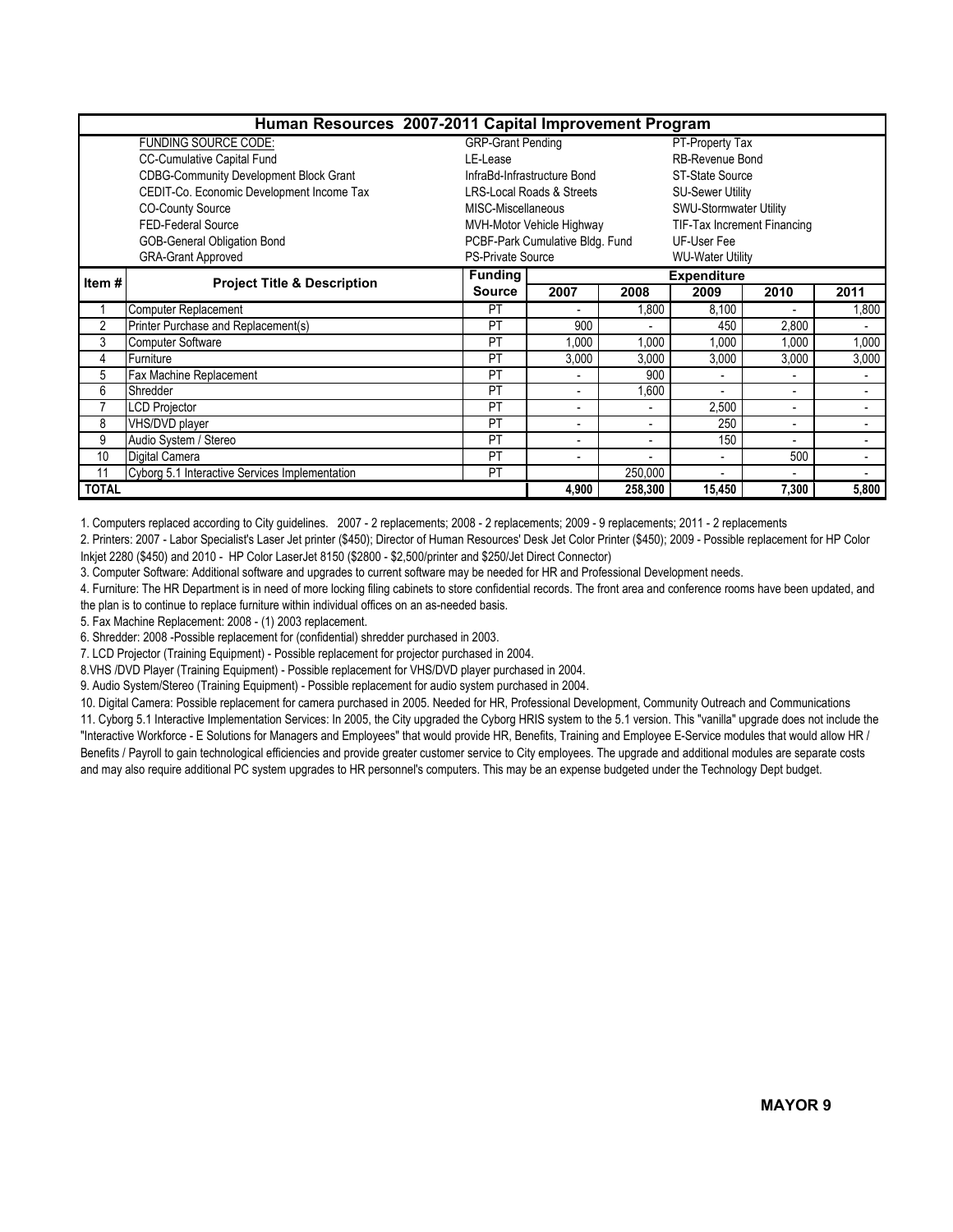## Human Resources 2007-2011 Capital Improvement Program

| FUNDING SOURCE CODE: | | |
|---|---|---|
| CC-Cumulative Capital Fund | GRP-Grant Pending | PT-Property Tax |
| CDBG-Community Development Block Grant | LE-Lease | RB-Revenue Bond |
| CEDIT-Co. Economic Development Income Tax | InfraBd-Infrastructure Bond | ST-State Source |
| CO-County Source | LRS-Local Roads & Streets | SU-Sewer Utility |
| FED-Federal Source | MISC-Miscellaneous | SWU-Stormwater Utility |
| GOB-General Obligation Bond | MVH-Motor Vehicle Highway | TIF-Tax Increment Financing |
| GRA-Grant Approved | PCBF-Park Cumulative Bldg. Fund | UF-User Fee |
| | PS-Private Source | WU-Water Utility |

| Item # | Project Title & Description | Funding Source | Expenditure 2007 | 2008 | 2009 | 2010 | 2011 |
|---|---|---|---|---|---|---|---|
| 1 | Computer Replacement | PT | - | 1,800 | 8,100 | - | 1,800 |
| 2 | Printer Purchase and Replacement(s) | PT | 900 | - | 450 | 2,800 | - |
| 3 | Computer Software | PT | 1,000 | 1,000 | 1,000 | 1,000 | 1,000 |
| 4 | Furniture | PT | 3,000 | 3,000 | 3,000 | 3,000 | 3,000 |
| 5 | Fax Machine Replacement | PT | - | 900 | - | - | - |
| 6 | Shredder | PT | - | 1,600 | - | - | - |
| 7 | LCD Projector | PT | - | - | 2,500 | - | - |
| 8 | VHS/DVD player | PT | - | - | 250 | - | - |
| 9 | Audio System / Stereo | PT | - | - | 150 | - | - |
| 10 | Digital Camera | PT | - | - | - | 500 | - |
| 11 | Cyborg 5.1 Interactive Services Implementation | PT | | 250,000 | - | - | - |
| **TOTAL** | | | **4,900** | **258,300** | **15,450** | **7,300** | **5,800** |

1. Computers replaced according to City guidelines. 2007 - 2 replacements; 2008 - 2 replacements; 2009 - 9 replacements; 2011 - 2 replacements

2. Printers: 2007 - Labor Specialist's Laser Jet printer ($450); Director of Human Resources' Desk Jet Color Printer ($450); 2009 - Possible replacement for HP Color Inkjet 2280 ($450) and 2010 - HP Color LaserJet 8150 ($2800 - $2,500/printer and $250/Jet Direct Connector)

3. Computer Software: Additional software and upgrades to current software may be needed for HR and Professional Development needs.

4. Furniture: The HR Department is in need of more locking filing cabinets to store confidential records. The front area and conference rooms have been updated, and the plan is to continue to replace furniture within individual offices on an as-needed basis.

5. Fax Machine Replacement: 2008 - (1) 2003 replacement.

6. Shredder: 2008 -Possible replacement for (confidential) shredder purchased in 2003.

7. LCD Projector (Training Equipment) - Possible replacement for projector purchased in 2004.

8.VHS /DVD Player (Training Equipment) - Possible replacement for VHS/DVD player purchased in 2004.

9. Audio System/Stereo (Training Equipment) - Possible replacement for audio system purchased in 2004.

10. Digital Camera: Possible replacement for camera purchased in 2005. Needed for HR, Professional Development, Community Outreach and Communications

11. Cyborg 5.1 Interactive Implementation Services: In 2005, the City upgraded the Cyborg HRIS system to the 5.1 version. This "vanilla" upgrade does not include the "Interactive Workforce - E Solutions for Managers and Employees" that would provide HR, Benefits, Training and Employee E-Service modules that would allow HR / Benefits / Payroll to gain technological efficiencies and provide greater customer service to City employees. The upgrade and additional modules are separate costs and may also require additional PC system upgrades to HR personnel's computers. This may be an expense budgeted under the Technology Dept budget.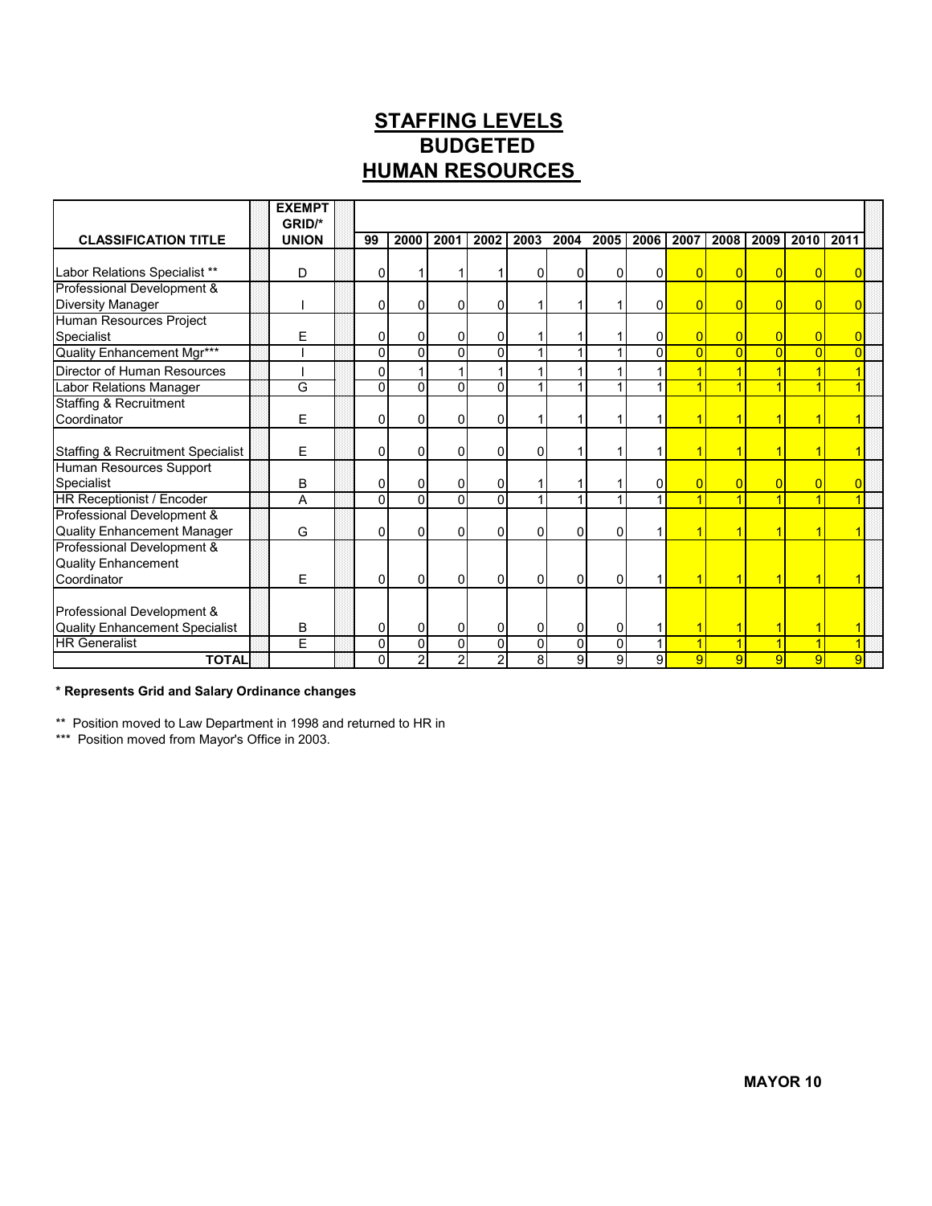# STAFFING LEVELS
## BUDGETED
## HUMAN RESOURCES

| CLASSIFICATION TITLE | EXEMPT GRID/* UNION | 99 | 2000 | 2001 | 2002 | 2003 | 2004 | 2005 | 2006 | 2007 | 2008 | 2009 | 2010 | 2011 |
|---|---|---|---|---|---|---|---|---|---|---|---|---|---|---|
| Labor Relations Specialist ** | D | 0 | 1 | 1 | 1 | 0 | 0 | 0 | 0 | 0 | 0 | 0 | 0 | 0 |
| Professional Development & Diversity Manager | I | 0 | 0 | 0 | 0 | 1 | 1 | 1 | 0 | 0 | 0 | 0 | 0 | 0 |
| Human Resources Project Specialist | E | 0 | 0 | 0 | 0 | 1 | 1 | 1 | 0 | 0 | 0 | 0 | 0 | 0 |
| Quality Enhancement Mgr*** | I | 0 | 0 | 0 | 0 | 1 | 1 | 1 | 0 | 0 | 0 | 0 | 0 | 0 |
| Director of Human Resources | I | 0 | 1 | 1 | 1 | 1 | 1 | 1 | 1 | 1 | 1 | 1 | 1 | 1 |
| Labor Relations Manager | G | 0 | 0 | 0 | 0 | 1 | 1 | 1 | 1 | 1 | 1 | 1 | 1 | 1 |
| Staffing & Recruitment Coordinator | E | 0 | 0 | 0 | 0 | 1 | 1 | 1 | 1 | 1 | 1 | 1 | 1 | 1 |
| Staffing & Recruitment Specialist | E | 0 | 0 | 0 | 0 | 0 | 1 | 1 | 1 | 1 | 1 | 1 | 1 | 1 |
| Human Resources Support Specialist | B | 0 | 0 | 0 | 0 | 1 | 1 | 1 | 0 | 0 | 0 | 0 | 0 | 0 |
| HR Receptionist / Encoder | A | 0 | 0 | 0 | 0 | 1 | 1 | 1 | 1 | 1 | 1 | 1 | 1 | 1 |
| Professional Development & Quality Enhancement Manager | G | 0 | 0 | 0 | 0 | 0 | 0 | 0 | 1 | 1 | 1 | 1 | 1 | 1 |
| Professional Development & Quality Enhancement Coordinator | E | 0 | 0 | 0 | 0 | 0 | 0 | 0 | 1 | 1 | 1 | 1 | 1 | 1 |
| Professional Development & Quality Enhancement Specialist | B | 0 | 0 | 0 | 0 | 0 | 0 | 0 | 1 | 1 | 1 | 1 | 1 | 1 |
| HR Generalist | E | 0 | 0 | 0 | 0 | 0 | 0 | 0 | 1 | 1 | 1 | 1 | 1 | 1 |
| **TOTAL** | | 0 | 2 | 2 | 2 | 8 | 9 | 9 | 9 | 9 | 9 | 9 | 9 | 9 |

**\* Represents Grid and Salary Ordinance changes**

** Position moved to Law Department in 1998 and returned to HR in

*** Position moved from Mayor's Office in 2003.

**MAYOR 10**